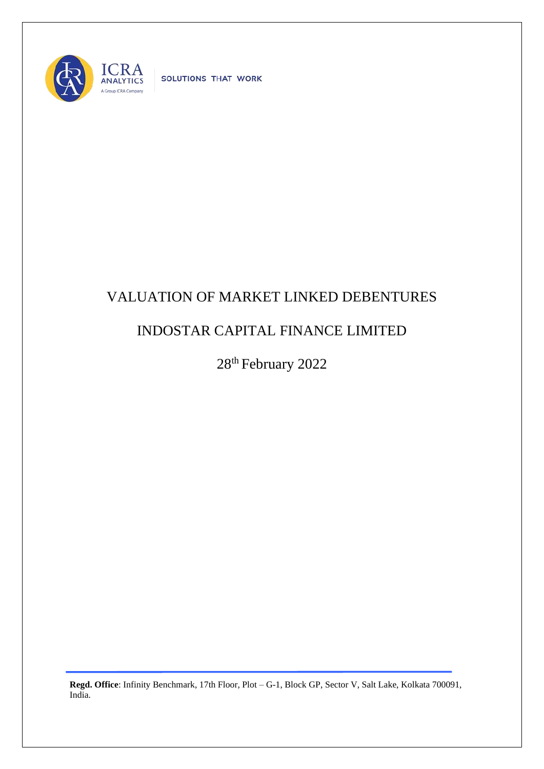SOLUTIONS THAT WORK

# VALUATION OF MARKET LINKED DEBENTURES

# INDOSTAR CAPITAL FINANCE LIMITED

28th February 2022

**Regd. Office**: Infinity Benchmark, 17th Floor, Plot – G-1, Block GP, Sector V, Salt Lake, Kolkata 700091, India.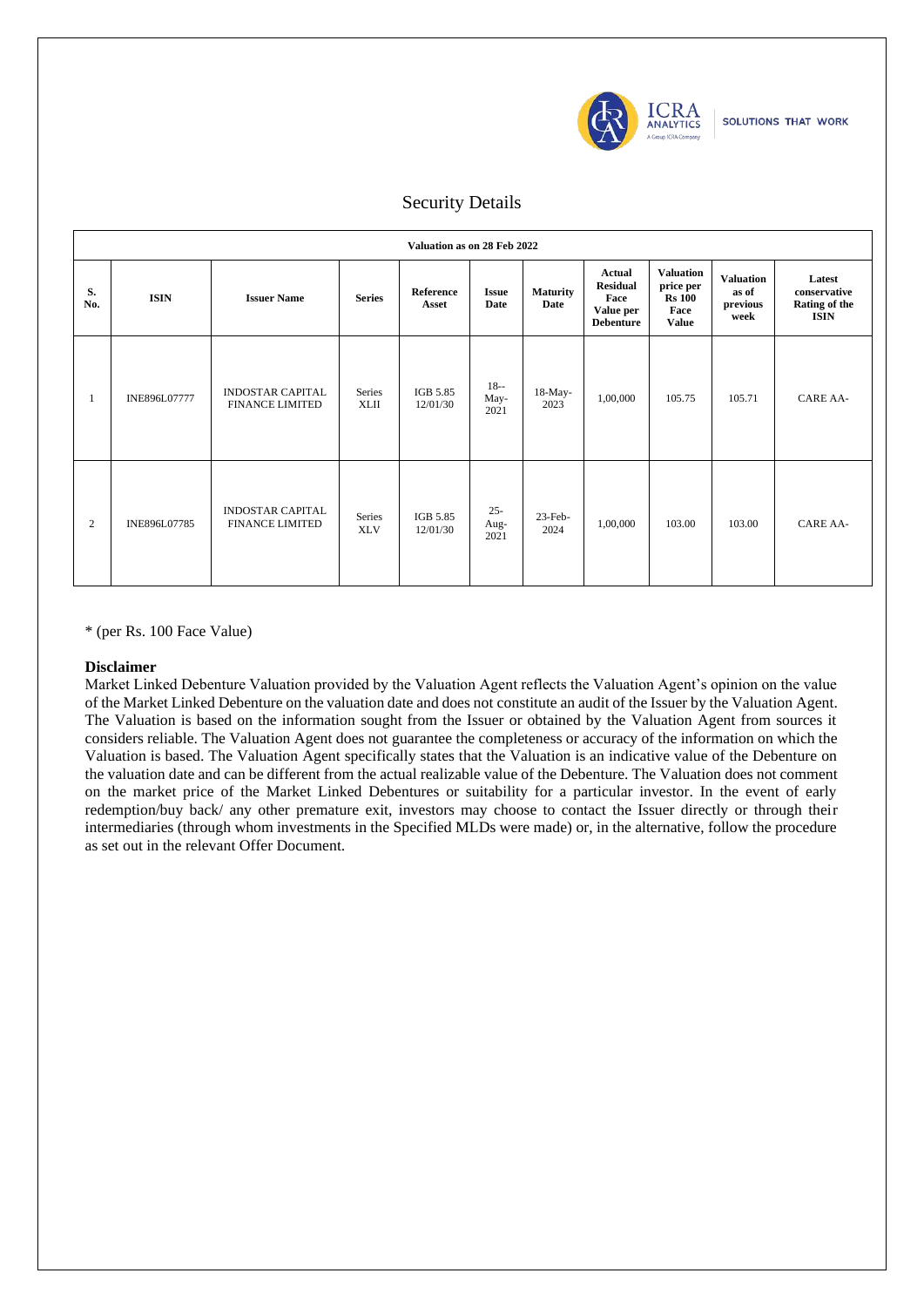## Security Details

| Valuation as on 28 Feb 2022 | | | | | | | | | | |
|---|---|---|---|---|---|---|---|---|---|---|
| S. No. | ISIN | Issuer Name | Series | Reference Asset | Issue Date | Maturity Date | Actual Residual Face Value per Debenture | Valuation price per Rs 100 Face Value | Valuation as of previous week | Latest conservative Rating of the ISIN |
| 1 | INE896L07777 | INDOSTAR CAPITAL FINANCE LIMITED | Series XLII | IGB 5.85 12/01/30 | 18--May-2021 | 18-May-2023 | 1,00,000 | 105.75 | 105.71 | CARE AA- |
| 2 | INE896L07785 | INDOSTAR CAPITAL FINANCE LIMITED | Series XLV | IGB 5.85 12/01/30 | 25-Aug-2021 | 23-Feb-2024 | 1,00,000 | 103.00 | 103.00 | CARE AA- |

* (per Rs. 100 Face Value)

**Disclaimer**

Market Linked Debenture Valuation provided by the Valuation Agent reflects the Valuation Agent's opinion on the value of the Market Linked Debenture on the valuation date and does not constitute an audit of the Issuer by the Valuation Agent. The Valuation is based on the information sought from the Issuer or obtained by the Valuation Agent from sources it considers reliable. The Valuation Agent does not guarantee the completeness or accuracy of the information on which the Valuation is based. The Valuation Agent specifically states that the Valuation is an indicative value of the Debenture on the valuation date and can be different from the actual realizable value of the Debenture. The Valuation does not comment on the market price of the Market Linked Debentures or suitability for a particular investor. In the event of early redemption/buy back/ any other premature exit, investors may choose to contact the Issuer directly or through their intermediaries (through whom investments in the Specified MLDs were made) or, in the alternative, follow the procedure as set out in the relevant Offer Document.